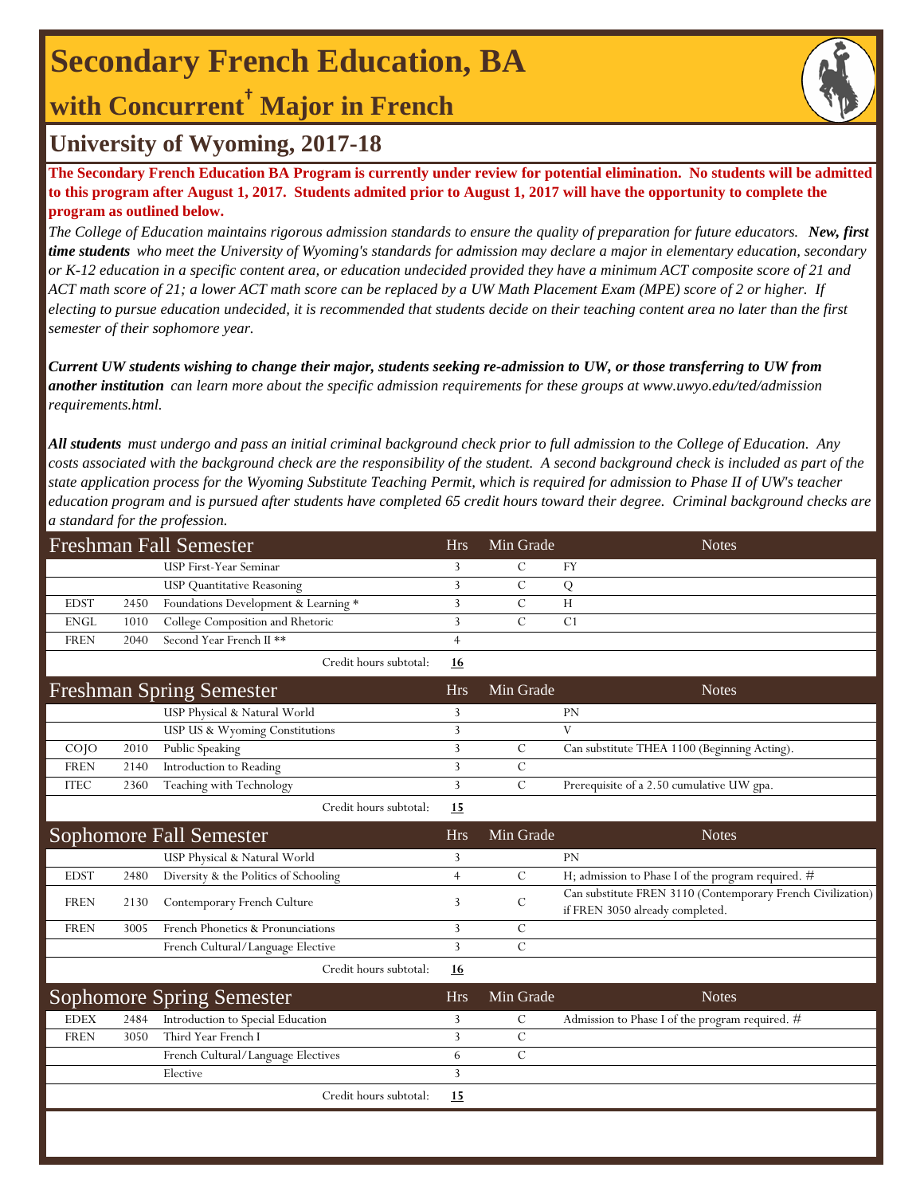# Secondary French Education, BA

## with Concurrent† Major in French

## University of Wyoming, 2017-18

**The Secondary French Education BA Program is currently under review for potential elimination. No students will be admitted to this program after August 1, 2017. Students admited prior to August 1, 2017 will have the opportunity to complete the program as outlined below.**

*The College of Education maintains rigorous admission standards to ensure the quality of preparation for future educators.* ***New, first time students*** *who meet the University of Wyoming's standards for admission may declare a major in elementary education, secondary or K-12 education in a specific content area, or education undecided provided they have a minimum ACT composite score of 21 and ACT math score of 21; a lower ACT math score can be replaced by a UW Math Placement Exam (MPE) score of 2 or higher. If electing to pursue education undecided, it is recommended that students decide on their teaching content area no later than the first semester of their sophomore year.*

***Current UW students wishing to change their major, students seeking re-admission to UW, or those transferring to UW from another institution*** *can learn more about the specific admission requirements for these groups at www.uwyo.edu/ted/admission requirements.html.*

***All students*** *must undergo and pass an initial criminal background check prior to full admission to the College of Education. Any costs associated with the background check are the responsibility of the student. A second background check is included as part of the state application process for the Wyoming Substitute Teaching Permit, which is required for admission to Phase II of UW's teacher education program and is pursued after students have completed 65 credit hours toward their degree. Criminal background checks are a standard for the profession.*

| Freshman Fall Semester | | | Hrs | Min Grade | Notes |
|---|---|---|---|---|---|
| | | USP First-Year Seminar | 3 | C | FY |
| | | USP Quantitative Reasoning | 3 | C | Q |
| EDST | 2450 | Foundations Development & Learning * | 3 | C | H |
| ENGL | 1010 | College Composition and Rhetoric | 3 | C | C1 |
| FREN | 2040 | Second Year French II ** | 4 | | |
| | | Credit hours subtotal: | **16** | | |

| Freshman Spring Semester | | | Hrs | Min Grade | Notes |
|---|---|---|---|---|---|
| | | USP Physical & Natural World | 3 | | PN |
| | | USP US & Wyoming Constitutions | 3 | | V |
| COJO | 2010 | Public Speaking | 3 | C | Can substitute THEA 1100 (Beginning Acting). |
| FREN | 2140 | Introduction to Reading | 3 | C | |
| ITEC | 2360 | Teaching with Technology | 3 | C | Prerequisite of a 2.50 cumulative UW gpa. |
| | | Credit hours subtotal: | **15** | | |

| Sophomore Fall Semester | | | Hrs | Min Grade | Notes |
|---|---|---|---|---|---|
| | | USP Physical & Natural World | 3 | | PN |
| EDST | 2480 | Diversity & the Politics of Schooling | 4 | C | H; admission to Phase I of the program required. # |
| FREN | 2130 | Contemporary French Culture | 3 | C | Can substitute FREN 3110 (Contemporary French Civilization) if FREN 3050 already completed. |
| FREN | 3005 | French Phonetics & Pronunciations | 3 | C | |
| | | French Cultural/Language Elective | 3 | C | |
| | | Credit hours subtotal: | **16** | | |

| Sophomore Spring Semester | | | Hrs | Min Grade | Notes |
|---|---|---|---|---|---|
| EDEX | 2484 | Introduction to Special Education | 3 | C | Admission to Phase I of the program required. # |
| FREN | 3050 | Third Year French I | 3 | C | |
| | | French Cultural/Language Electives | 6 | C | |
| | | Elective | 3 | | |
| | | Credit hours subtotal: | **15** | | |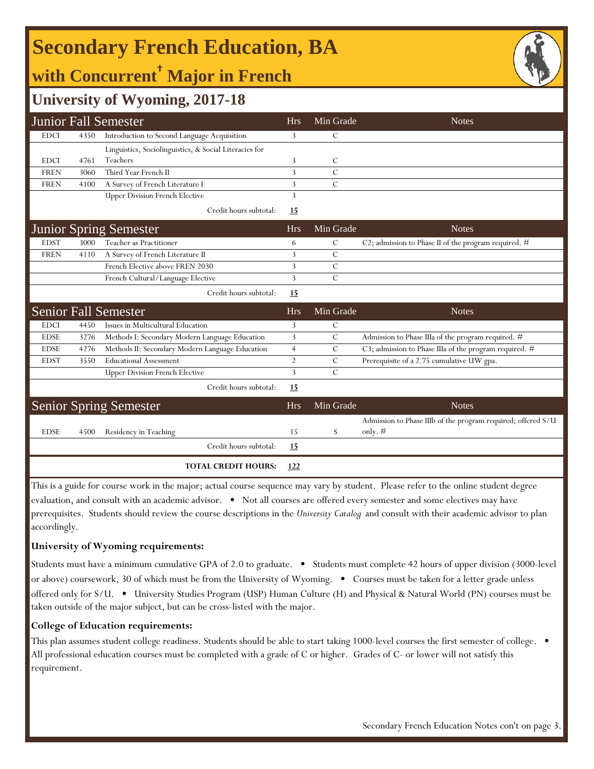# Secondary French Education, BA

## with Concurrent† Major in French

### University of Wyoming, 2017-18

| Junior Fall Semester | | | Hrs | Min Grade | Notes |
|---|---|---|---|---|---|
| EDCI | 4350 | Introduction to Second Language Acquisition | 3 | C | |
| EDCI | 4761 | Linguistics, Sociolinguistics, & Social Literacies for Teachers | 3 | C | |
| FREN | 3060 | Third Year French II | 3 | C | |
| FREN | 4100 | A Survey of French Literature I | 3 | C | |
| | | Upper Division French Elective | 3 | | |
| | | Credit hours subtotal: | **15** | | |

| Junior Spring Semester | | | Hrs | Min Grade | Notes |
|---|---|---|---|---|---|
| EDST | 3000 | Teacher as Practitioner | 6 | C | C2; admission to Phase II of the program required. # |
| FREN | 4110 | A Survey of French Literature II | 3 | C | |
| | | French Elective above FREN 2030 | 3 | C | |
| | | French Cultural/Language Elective | 3 | C | |
| | | Credit hours subtotal: | **15** | | |

| Senior Fall Semester | | | Hrs | Min Grade | Notes |
|---|---|---|---|---|---|
| EDCI | 4450 | Issues in Multicultural Education | 3 | C | |
| EDSE | 3276 | Methods I: Secondary Modern Language Education | 3 | C | Admission to Phase IIIa of the program required. # |
| EDSE | 4276 | Methods II: Secondary Modern Language Education | 4 | C | C3; admission to Phase IIIa of the program required. # |
| EDST | 3550 | Educational Assessment | 2 | C | Prerequisite of a 2.75 cumulative UW gpa. |
| | | Upper Division French Elective | 3 | C | |
| | | Credit hours subtotal: | **15** | | |

| Senior Spring Semester | | | Hrs | Min Grade | Notes |
|---|---|---|---|---|---|
| EDSE | 4500 | Residency in Teaching | 15 | S | Admission to Phase IIIb of the program required; offered S/U only. # |
| | | Credit hours subtotal: | **15** | | |
| | | **TOTAL CREDIT HOURS:** | **122** | | |

This is a guide for course work in the major; actual course sequence may vary by student. Please refer to the online student degree evaluation, and consult with an academic advisor. • Not all courses are offered every semester and some electives may have prerequisites. Students should review the course descriptions in the *University Catalog* and consult with their academic advisor to plan accordingly.

**University of Wyoming requirements:**

Students must have a minimum cumulative GPA of 2.0 to graduate. • Students must complete 42 hours of upper division (3000-level or above) coursework, 30 of which must be from the University of Wyoming. • Courses must be taken for a letter grade unless offered only for S/U. • University Studies Program (USP) Human Culture (H) and Physical & Natural World (PN) courses must be taken outside of the major subject, but can be cross-listed with the major.

**College of Education requirements:**

This plan assumes student college readiness. Students should be able to start taking 1000-level courses the first semester of college. • All professional education courses must be completed with a grade of C or higher. Grades of C- or lower will not satisfy this requirement.

Secondary French Education Notes con't on page 3.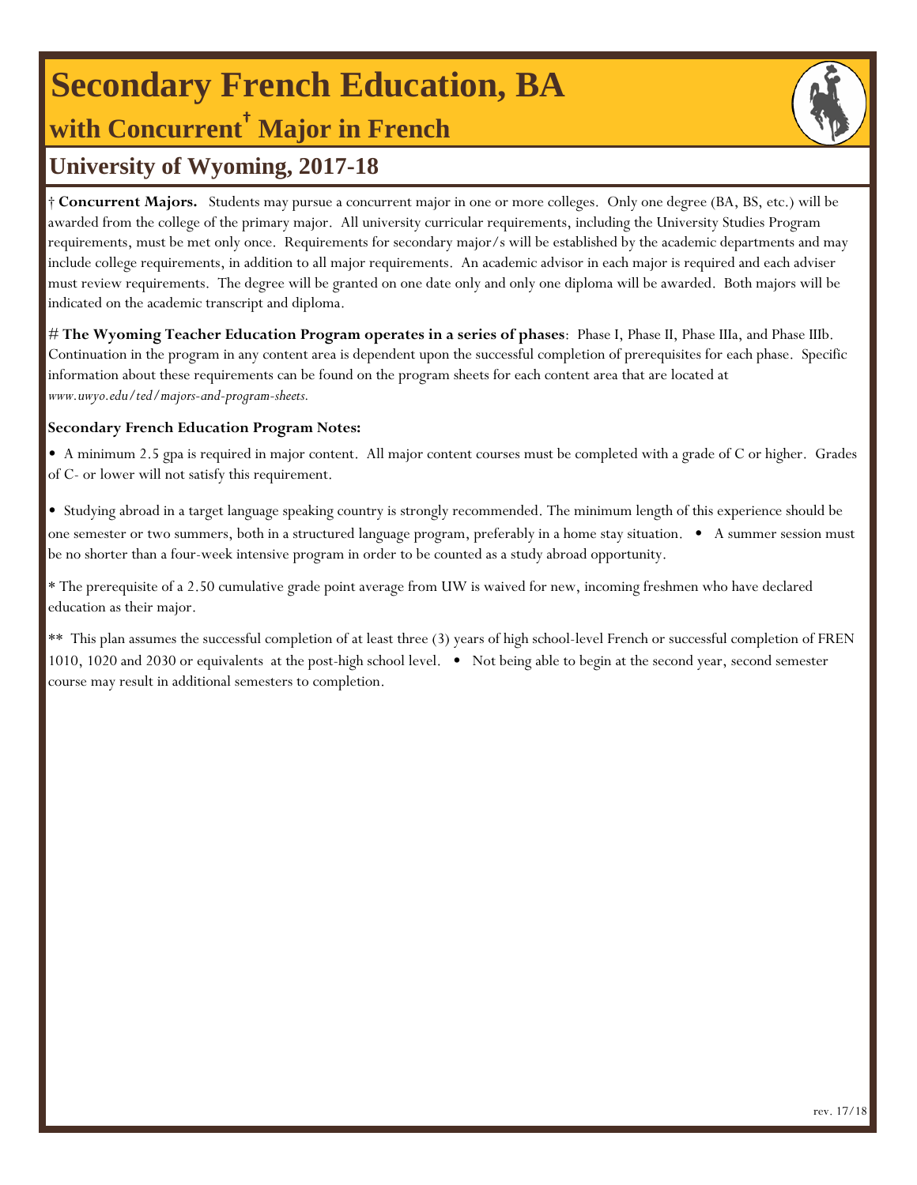# Secondary French Education, BA

## with Concurrent† Major in French

## University of Wyoming, 2017-18

† **Concurrent Majors.** Students may pursue a concurrent major in one or more colleges. Only one degree (BA, BS, etc.) will be awarded from the college of the primary major. All university curricular requirements, including the University Studies Program requirements, must be met only once. Requirements for secondary major/s will be established by the academic departments and may include college requirements, in addition to all major requirements. An academic advisor in each major is required and each adviser must review requirements. The degree will be granted on one date only and only one diploma will be awarded. Both majors will be indicated on the academic transcript and diploma.

# **The Wyoming Teacher Education Program operates in a series of phases**: Phase I, Phase II, Phase IIIa, and Phase IIIb. Continuation in the program in any content area is dependent upon the successful completion of prerequisites for each phase. Specific information about these requirements can be found on the program sheets for each content area that are located at *www.uwyo.edu/ted/majors-and-program-sheets.*

**Secondary French Education Program Notes:**

• A minimum 2.5 gpa is required in major content. All major content courses must be completed with a grade of C or higher. Grades of C- or lower will not satisfy this requirement.

• Studying abroad in a target language speaking country is strongly recommended. The minimum length of this experience should be one semester or two summers, both in a structured language program, preferably in a home stay situation. • A summer session must be no shorter than a four-week intensive program in order to be counted as a study abroad opportunity.

* The prerequisite of a 2.50 cumulative grade point average from UW is waived for new, incoming freshmen who have declared education as their major.

** This plan assumes the successful completion of at least three (3) years of high school-level French or successful completion of FREN 1010, 1020 and 2030 or equivalents at the post-high school level. • Not being able to begin at the second year, second semester course may result in additional semesters to completion.

rev. 17/18